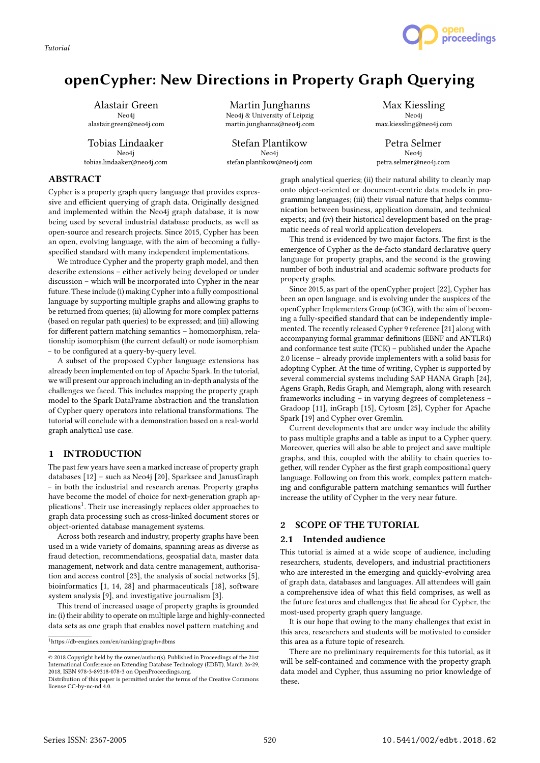*Tutorial*

# openCypher: New Directions in Property Graph Querying

Alastair Green
Neo4j
alastair.green@neo4j.com

Martin Junghanns
Neo4j & University of Leipzig
martin.junghanns@neo4j.com

Max Kiessling
Neo4j
max.kiessling@neo4j.com

Tobias Lindaaker
Neo4j
tobias.lindaaker@neo4j.com

Stefan Plantikow
Neo4j
stefan.plantikow@neo4j.com

Petra Selmer
Neo4j
petra.selmer@neo4j.com

## ABSTRACT

Cypher is a property graph query language that provides expressive and efficient querying of graph data. Originally designed and implemented within the Neo4j graph database, it is now being used by several industrial database products, as well as open-source and research projects. Since 2015, Cypher has been an open, evolving language, with the aim of becoming a fully-specified standard with many independent implementations.

We introduce Cypher and the property graph model, and then describe extensions – either actively being developed or under discussion – which will be incorporated into Cypher in the near future. These include (i) making Cypher into a fully compositional language by supporting multiple graphs and allowing graphs to be returned from queries; (ii) allowing for more complex patterns (based on regular path queries) to be expressed; and (iii) allowing for different pattern matching semantics – homomorphism, relationship isomorphism (the current default) or node isomorphism – to be configured at a query-by-query level.

A subset of the proposed Cypher language extensions has already been implemented on top of Apache Spark. In the tutorial, we will present our approach including an in-depth analysis of the challenges we faced. This includes mapping the property graph model to the Spark DataFrame abstraction and the translation of Cypher query operators into relational transformations. The tutorial will conclude with a demonstration based on a real-world graph analytical use case.

## 1 INTRODUCTION

The past few years have seen a marked increase of property graph databases [12] – such as Neo4j [20], Sparksee and JanusGraph – in both the industrial and research arenas. Property graphs have become the model of choice for next-generation graph applications[1]. Their use increasingly replaces older approaches to graph data processing such as cross-linked document stores or object-oriented database management systems.

Across both research and industry, property graphs have been used in a wide variety of domains, spanning areas as diverse as fraud detection, recommendations, geospatial data, master data management, network and data centre management, authorisation and access control [23], the analysis of social networks [5], bioinformatics [1, 14, 28] and pharmaceuticals [18], software system analysis [9], and investigative journalism [3].

This trend of increased usage of property graphs is grounded in: (i) their ability to operate on multiple large and highly-connected data sets as one graph that enables novel pattern matching and graph analytical queries; (ii) their natural ability to cleanly map onto object-oriented or document-centric data models in programming languages; (iii) their visual nature that helps communication between business, application domain, and technical experts; and (iv) their historical development based on the pragmatic needs of real world application developers.

This trend is evidenced by two major factors. The first is the emergence of Cypher as the de-facto standard declarative query language for property graphs, and the second is the growing number of both industrial and academic software products for property graphs.

Since 2015, as part of the openCypher project [22], Cypher has been an open language, and is evolving under the auspices of the openCypher Implementers Group (oCIG), with the aim of becoming a fully-specified standard that can be independently implemented. The recently released Cypher 9 reference [21] along with accompanying formal grammar definitions (EBNF and ANTLR4) and conformance test suite (TCK) – published under the Apache 2.0 license – already provide implementers with a solid basis for adopting Cypher. At the time of writing, Cypher is supported by several commercial systems including SAP HANA Graph [24], Agens Graph, Redis Graph, and Memgraph, along with research frameworks including – in varying degrees of completeness – Gradoop [11], inGraph [15], Cytosm [25], Cypher for Apache Spark [19] and Cypher over Gremlin.

Current developments that are under way include the ability to pass multiple graphs and a table as input to a Cypher query. Moreover, queries will also be able to project and save multiple graphs, and this, coupled with the ability to chain queries together, will render Cypher as the first graph compositional query language. Following on from this work, complex pattern matching and configurable pattern matching semantics will further increase the utility of Cypher in the very near future.

## 2 SCOPE OF THE TUTORIAL

### 2.1 Intended audience

This tutorial is aimed at a wide scope of audience, including researchers, students, developers, and industrial practitioners who are interested in the emerging and quickly-evolving area of graph data, databases and languages. All attendees will gain a comprehensive idea of what this field comprises, as well as the future features and challenges that lie ahead for Cypher, the most-used property graph query language.

It is our hope that owing to the many challenges that exist in this area, researchers and students will be motivated to consider this area as a future topic of research.

There are no preliminary requirements for this tutorial, as it will be self-contained and commence with the property graph data model and Cypher, thus assuming no prior knowledge of these.

[1] https://db-engines.com/en/ranking/graph+dbms

© 2018 Copyright held by the owner/author(s). Published in Proceedings of the 21st International Conference on Extending Database Technology (EDBT), March 26-29, 2018, ISBN 978-3-89318-078-3 on OpenProceedings.org.
Distribution of this paper is permitted under the terms of the Creative Commons license CC-by-nc-nd 4.0.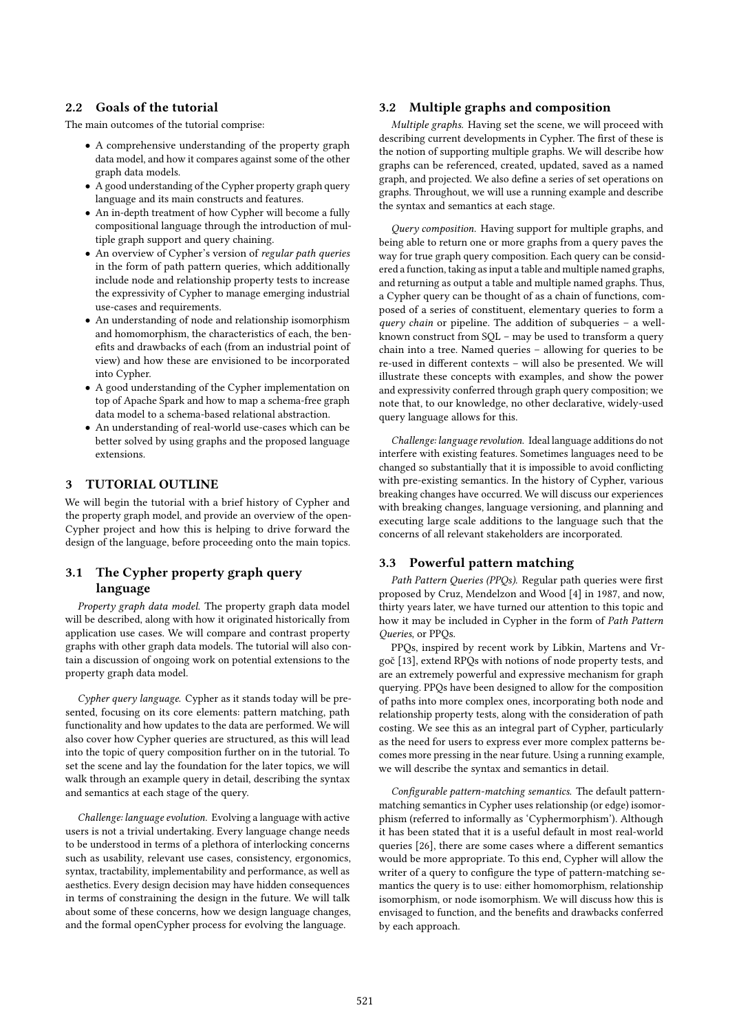## 2.2 Goals of the tutorial

The main outcomes of the tutorial comprise:

- A comprehensive understanding of the property graph data model, and how it compares against some of the other graph data models.
- A good understanding of the Cypher property graph query language and its main constructs and features.
- An in-depth treatment of how Cypher will become a fully compositional language through the introduction of multiple graph support and query chaining.
- An overview of Cypher's version of *regular path queries* in the form of path pattern queries, which additionally include node and relationship property tests to increase the expressivity of Cypher to manage emerging industrial use-cases and requirements.
- An understanding of node and relationship isomorphism and homomorphism, the characteristics of each, the benefits and drawbacks of each (from an industrial point of view) and how these are envisioned to be incorporated into Cypher.
- A good understanding of the Cypher implementation on top of Apache Spark and how to map a schema-free graph data model to a schema-based relational abstraction.
- An understanding of real-world use-cases which can be better solved by using graphs and the proposed language extensions.

# 3 TUTORIAL OUTLINE

We will begin the tutorial with a brief history of Cypher and the property graph model, and provide an overview of the openCypher project and how this is helping to drive forward the design of the language, before proceeding onto the main topics.

## 3.1 The Cypher property graph query language

*Property graph data model.* The property graph data model will be described, along with how it originated historically from application use cases. We will compare and contrast property graphs with other graph data models. The tutorial will also contain a discussion of ongoing work on potential extensions to the property graph data model.

*Cypher query language.* Cypher as it stands today will be presented, focusing on its core elements: pattern matching, path functionality and how updates to the data are performed. We will also cover how Cypher queries are structured, as this will lead into the topic of query composition further on in the tutorial. To set the scene and lay the foundation for the later topics, we will walk through an example query in detail, describing the syntax and semantics at each stage of the query.

*Challenge: language evolution.* Evolving a language with active users is not a trivial undertaking. Every language change needs to be understood in terms of a plethora of interlocking concerns such as usability, relevant use cases, consistency, ergonomics, syntax, tractability, implementability and performance, as well as aesthetics. Every design decision may have hidden consequences in terms of constraining the design in the future. We will talk about some of these concerns, how we design language changes, and the formal openCypher process for evolving the language.

## 3.2 Multiple graphs and composition

*Multiple graphs.* Having set the scene, we will proceed with describing current developments in Cypher. The first of these is the notion of supporting multiple graphs. We will describe how graphs can be referenced, created, updated, saved as a named graph, and projected. We also define a series of set operations on graphs. Throughout, we will use a running example and describe the syntax and semantics at each stage.

*Query composition.* Having support for multiple graphs, and being able to return one or more graphs from a query paves the way for true graph query composition. Each query can be considered a function, taking as input a table and multiple named graphs, and returning as output a table and multiple named graphs. Thus, a Cypher query can be thought of as a chain of functions, composed of a series of constituent, elementary queries to form a *query chain* or pipeline. The addition of subqueries – a well-known construct from SQL – may be used to transform a query chain into a tree. Named queries – allowing for queries to be re-used in different contexts – will also be presented. We will illustrate these concepts with examples, and show the power and expressivity conferred through graph query composition; we note that, to our knowledge, no other declarative, widely-used query language allows for this.

*Challenge: language revolution.* Ideal language additions do not interfere with existing features. Sometimes languages need to be changed so substantially that it is impossible to avoid conflicting with pre-existing semantics. In the history of Cypher, various breaking changes have occurred. We will discuss our experiences with breaking changes, language versioning, and planning and executing large scale additions to the language such that the concerns of all relevant stakeholders are incorporated.

## 3.3 Powerful pattern matching

*Path Pattern Queries (PPQs).* Regular path queries were first proposed by Cruz, Mendelzon and Wood [4] in 1987, and now, thirty years later, we have turned our attention to this topic and how it may be included in Cypher in the form of *Path Pattern Queries*, or PPQs.

PPQs, inspired by recent work by Libkin, Martens and Vrgoč [13], extend RPQs with notions of node property tests, and are an extremely powerful and expressive mechanism for graph querying. PPQs have been designed to allow for the composition of paths into more complex ones, incorporating both node and relationship property tests, along with the consideration of path costing. We see this as an integral part of Cypher, particularly as the need for users to express ever more complex patterns becomes more pressing in the near future. Using a running example, we will describe the syntax and semantics in detail.

*Configurable pattern-matching semantics.* The default pattern-matching semantics in Cypher uses relationship (or edge) isomorphism (referred to informally as 'Cyphermorphism'). Although it has been stated that it is a useful default in most real-world queries [26], there are some cases where a different semantics would be more appropriate. To this end, Cypher will allow the writer of a query to configure the type of pattern-matching semantics the query is to use: either homomorphism, relationship isomorphism, or node isomorphism. We will discuss how this is envisaged to function, and the benefits and drawbacks conferred by each approach.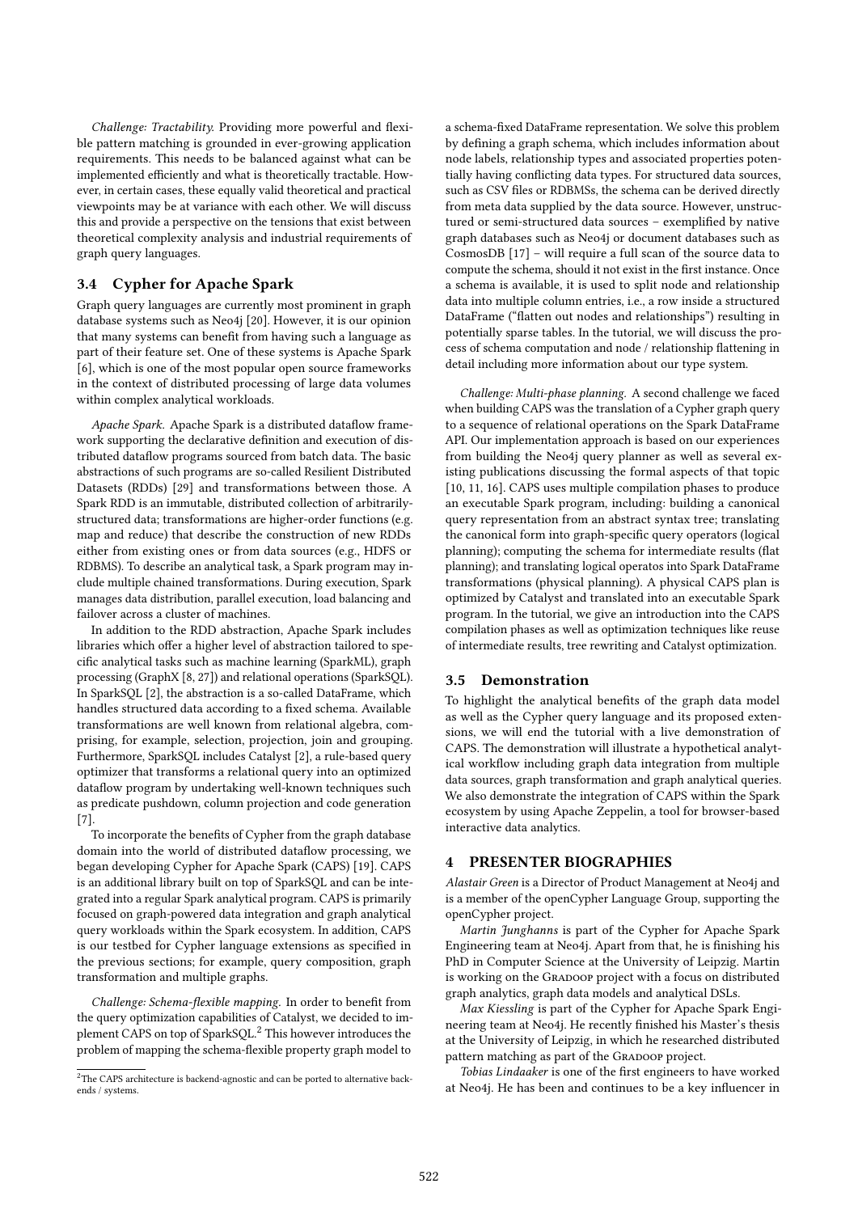*Challenge: Tractability.* Providing more powerful and flexible pattern matching is grounded in ever-growing application requirements. This needs to be balanced against what can be implemented efficiently and what is theoretically tractable. However, in certain cases, these equally valid theoretical and practical viewpoints may be at variance with each other. We will discuss this and provide a perspective on the tensions that exist between theoretical complexity analysis and industrial requirements of graph query languages.

### 3.4 Cypher for Apache Spark

Graph query languages are currently most prominent in graph database systems such as Neo4j [20]. However, it is our opinion that many systems can benefit from having such a language as part of their feature set. One of these systems is Apache Spark [6], which is one of the most popular open source frameworks in the context of distributed processing of large data volumes within complex analytical workloads.

*Apache Spark.* Apache Spark is a distributed dataflow framework supporting the declarative definition and execution of distributed dataflow programs sourced from batch data. The basic abstractions of such programs are so-called Resilient Distributed Datasets (RDDs) [29] and transformations between those. A Spark RDD is an immutable, distributed collection of arbitrarily-structured data; transformations are higher-order functions (e.g. map and reduce) that describe the construction of new RDDs either from existing ones or from data sources (e.g., HDFS or RDBMS). To describe an analytical task, a Spark program may include multiple chained transformations. During execution, Spark manages data distribution, parallel execution, load balancing and failover across a cluster of machines.

In addition to the RDD abstraction, Apache Spark includes libraries which offer a higher level of abstraction tailored to specific analytical tasks such as machine learning (SparkML), graph processing (GraphX [8, 27]) and relational operations (SparkSQL). In SparkSQL [2], the abstraction is a so-called DataFrame, which handles structured data according to a fixed schema. Available transformations are well known from relational algebra, comprising, for example, selection, projection, join and grouping. Furthermore, SparkSQL includes Catalyst [2], a rule-based query optimizer that transforms a relational query into an optimized dataflow program by undertaking well-known techniques such as predicate pushdown, column projection and code generation [7].

To incorporate the benefits of Cypher from the graph database domain into the world of distributed dataflow processing, we began developing Cypher for Apache Spark (CAPS) [19]. CAPS is an additional library built on top of SparkSQL and can be integrated into a regular Spark analytical program. CAPS is primarily focused on graph-powered data integration and graph analytical query workloads within the Spark ecosystem. In addition, CAPS is our testbed for Cypher language extensions as specified in the previous sections; for example, query composition, graph transformation and multiple graphs.

*Challenge: Schema-flexible mapping.* In order to benefit from the query optimization capabilities of Catalyst, we decided to implement CAPS on top of SparkSQL.[2] This however introduces the problem of mapping the schema-flexible property graph model to a schema-fixed DataFrame representation. We solve this problem by defining a graph schema, which includes information about node labels, relationship types and associated properties potentially having conflicting data types. For structured data sources, such as CSV files or RDBMSs, the schema can be derived directly from meta data supplied by the data source. However, unstructured or semi-structured data sources – exemplified by native graph databases such as Neo4j or document databases such as CosmosDB [17] – will require a full scan of the source data to compute the schema, should it not exist in the first instance. Once a schema is available, it is used to split node and relationship data into multiple column entries, i.e., a row inside a structured DataFrame ("flatten out nodes and relationships") resulting in potentially sparse tables. In the tutorial, we will discuss the process of schema computation and node / relationship flattening in detail including more information about our type system.

*Challenge: Multi-phase planning.* A second challenge we faced when building CAPS was the translation of a Cypher graph query to a sequence of relational operations on the Spark DataFrame API. Our implementation approach is based on our experiences from building the Neo4j query planner as well as several existing publications discussing the formal aspects of that topic [10, 11, 16]. CAPS uses multiple compilation phases to produce an executable Spark program, including: building a canonical query representation from an abstract syntax tree; translating the canonical form into graph-specific query operators (logical planning); computing the schema for intermediate results (flat planning); and translating logical operatos into Spark DataFrame transformations (physical planning). A physical CAPS plan is optimized by Catalyst and translated into an executable Spark program. In the tutorial, we give an introduction into the CAPS compilation phases as well as optimization techniques like reuse of intermediate results, tree rewriting and Catalyst optimization.

### 3.5 Demonstration

To highlight the analytical benefits of the graph data model as well as the Cypher query language and its proposed extensions, we will end the tutorial with a live demonstration of CAPS. The demonstration will illustrate a hypothetical analytical workflow including graph data integration from multiple data sources, graph transformation and graph analytical queries. We also demonstrate the integration of CAPS within the Spark ecosystem by using Apache Zeppelin, a tool for browser-based interactive data analytics.

## 4 PRESENTER BIOGRAPHIES

*Alastair Green* is a Director of Product Management at Neo4j and is a member of the openCypher Language Group, supporting the openCypher project.

*Martin Junghanns* is part of the Cypher for Apache Spark Engineering team at Neo4j. Apart from that, he is finishing his PhD in Computer Science at the University of Leipzig. Martin is working on the Gradoop project with a focus on distributed graph analytics, graph data models and analytical DSLs.

*Max Kiessling* is part of the Cypher for Apache Spark Engineering team at Neo4j. He recently finished his Master's thesis at the University of Leipzig, in which he researched distributed pattern matching as part of the Gradoop project.

*Tobias Lindaaker* is one of the first engineers to have worked at Neo4j. He has been and continues to be a key influencer in

[2] The CAPS architecture is backend-agnostic and can be ported to alternative backends / systems.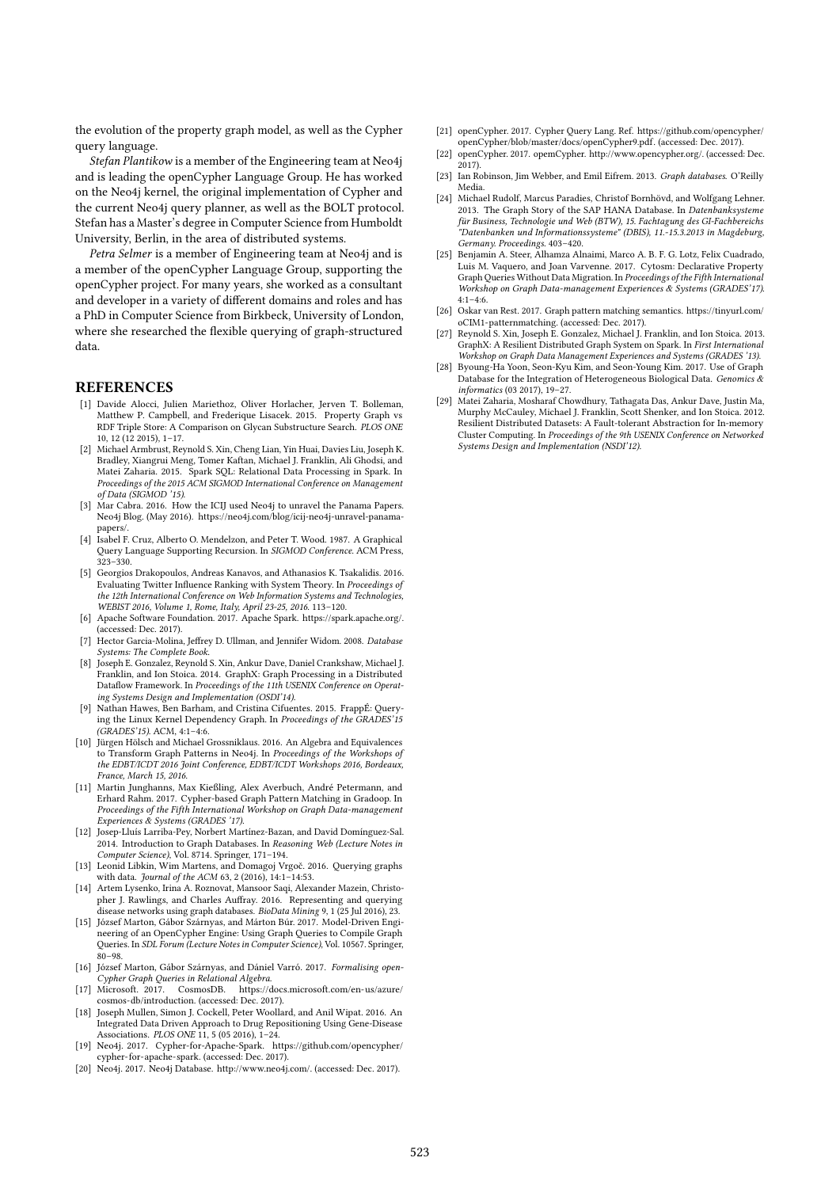the evolution of the property graph model, as well as the Cypher query language.

*Stefan Plantikow* is a member of the Engineering team at Neo4j and is leading the openCypher Language Group. He has worked on the Neo4j kernel, the original implementation of Cypher and the current Neo4j query planner, as well as the BOLT protocol. Stefan has a Master's degree in Computer Science from Humboldt University, Berlin, in the area of distributed systems.

*Petra Selmer* is a member of Engineering team at Neo4j and is a member of the openCypher Language Group, supporting the openCypher project. For many years, she worked as a consultant and developer in a variety of different domains and roles and has a PhD in Computer Science from Birkbeck, University of London, where she researched the flexible querying of graph-structured data.

## REFERENCES

[1] Davide Alocci, Julien Mariethoz, Oliver Horlacher, Jerven T. Bolleman, Matthew P. Campbell, and Frederique Lisacek. 2015. Property Graph vs RDF Triple Store: A Comparison on Glycan Substructure Search. *PLOS ONE* 10, 12 (12 2015), 1–17.

[2] Michael Armbrust, Reynold S. Xin, Cheng Lian, Yin Huai, Davies Liu, Joseph K. Bradley, Xiangrui Meng, Tomer Kaftan, Michael J. Franklin, Ali Ghodsi, and Matei Zaharia. 2015. Spark SQL: Relational Data Processing in Spark. In *Proceedings of the 2015 ACM SIGMOD International Conference on Management of Data (SIGMOD '15)*.

[3] Mar Cabra. 2016. How the ICIJ used Neo4j to unravel the Panama Papers. Neo4j Blog. (May 2016). https://neo4j.com/blog/icij-neo4j-unravel-panama-papers/.

[4] Isabel F. Cruz, Alberto O. Mendelzon, and Peter T. Wood. 1987. A Graphical Query Language Supporting Recursion. In *SIGMOD Conference*. ACM Press, 323–330.

[5] Georgios Drakopoulos, Andreas Kanavos, and Athanasios K. Tsakalidis. 2016. Evaluating Twitter Influence Ranking with System Theory. In *Proceedings of the 12th International Conference on Web Information Systems and Technologies, WEBIST 2016, Volume 1, Rome, Italy, April 23-25, 2016.* 113–120.

[6] Apache Software Foundation. 2017. Apache Spark. https://spark.apache.org/. (accessed: Dec. 2017).

[7] Hector Garcia-Molina, Jeffrey D. Ullman, and Jennifer Widom. 2008. *Database Systems: The Complete Book.*

[8] Joseph E. Gonzalez, Reynold S. Xin, Ankur Dave, Daniel Crankshaw, Michael J. Franklin, and Ion Stoica. 2014. GraphX: Graph Processing in a Distributed Dataflow Framework. In *Proceedings of the 11th USENIX Conference on Operating Systems Design and Implementation (OSDI'14)*.

[9] Nathan Hawes, Ben Barham, and Cristina Cifuentes. 2015. FrappÉ: Querying the Linux Kernel Dependency Graph. In *Proceedings of the GRADES'15 (GRADES'15)*. ACM, 4:1–4:6.

[10] Jürgen Hölsch and Michael Grossniklaus. 2016. An Algebra and Equivalences to Transform Graph Patterns in Neo4j. In *Proceedings of the Workshops of the EDBT/ICDT 2016 Joint Conference, EDBT/ICDT Workshops 2016, Bordeaux, France, March 15, 2016.*

[11] Martin Junghanns, Max Kießling, Alex Averbuch, André Petermann, and Erhard Rahm. 2017. Cypher-based Graph Pattern Matching in Gradoop. In *Proceedings of the Fifth International Workshop on Graph Data-management Experiences & Systems (GRADES '17)*.

[12] Josep-Lluís Larriba-Pey, Norbert Martínez-Bazan, and David Domínguez-Sal. 2014. Introduction to Graph Databases. In *Reasoning Web (Lecture Notes in Computer Science)*, Vol. 8714. Springer, 171–194.

[13] Leonid Libkin, Wim Martens, and Domagoj Vrgoč. 2016. Querying graphs with data. *Journal of the ACM* 63, 2 (2016), 14:1–14:53.

[14] Artem Lysenko, Irina A. Roznovat, Mansoor Saqi, Alexander Mazein, Christopher J. Rawlings, and Charles Auffray. 2016. Representing and querying disease networks using graph databases. *BioData Mining* 9, 1 (25 Jul 2016), 23.

[15] József Marton, Gábor Szárnyas, and Márton Búr. 2017. Model-Driven Engineering of an OpenCypher Engine: Using Graph Queries to Compile Graph Queries. In *SDL Forum (Lecture Notes in Computer Science)*, Vol. 10567. Springer, 80–98.

[16] József Marton, Gábor Szárnyas, and Dániel Varró. 2017. *Formalising openCypher Graph Queries in Relational Algebra.*

[17] Microsoft. 2017. CosmosDB. https://docs.microsoft.com/en-us/azure/cosmos-db/introduction. (accessed: Dec. 2017).

[18] Joseph Mullen, Simon J. Cockell, Peter Woollard, and Anil Wipat. 2016. An Integrated Data Driven Approach to Drug Repositioning Using Gene-Disease Associations. *PLOS ONE* 11, 5 (05 2016), 1–24.

[19] Neo4j. 2017. Cypher-for-Apache-Spark. https://github.com/opencypher/cypher-for-apache-spark. (accessed: Dec. 2017).

[20] Neo4j. 2017. Neo4j Database. http://www.neo4j.com/. (accessed: Dec. 2017).

[21] openCypher. 2017. Cypher Query Lang. Ref. https://github.com/opencypher/openCypher/blob/master/docs/openCypher9.pdf. (accessed: Dec. 2017).

[22] openCypher. 2017. opemCypher. http://www.opencypher.org/. (accessed: Dec. 2017).

[23] Ian Robinson, Jim Webber, and Emil Eifrem. 2013. *Graph databases.* O'Reilly Media.

[24] Michael Rudolf, Marcus Paradies, Christof Bornhövd, and Wolfgang Lehner. 2013. The Graph Story of the SAP HANA Database. In *Datenbanksysteme für Business, Technologie und Web (BTW), 15. Fachtagung des GI-Fachbereichs "Datenbanken und Informationssysteme" (DBIS), 11.-15.3.2013 in Magdeburg, Germany. Proceedings.* 403–420.

[25] Benjamin A. Steer, Alhamza Alnaimi, Marco A. B. F. G. Lotz, Felix Cuadrado, Luis M. Vaquero, and Joan Varvenne. 2017. Cytosm: Declarative Property Graph Queries Without Data Migration. In *Proceedings of the Fifth International Workshop on Graph Data-management Experiences & Systems (GRADES'17).* 4:1–4:6.

[26] Oskar van Rest. 2017. Graph pattern matching semantics. https://tinyurl.com/oCIM1-patternmatching. (accessed: Dec. 2017).

[27] Reynold S. Xin, Joseph E. Gonzalez, Michael J. Franklin, and Ion Stoica. 2013. GraphX: A Resilient Distributed Graph System on Spark. In *First International Workshop on Graph Data Management Experiences and Systems (GRADES '13).*

[28] Byoung-Ha Yoon, Seon-Kyu Kim, and Seon-Young Kim. 2017. Use of Graph Database for the Integration of Heterogeneous Biological Data. *Genomics & informatics* (03 2017), 19–27.

[29] Matei Zaharia, Mosharaf Chowdhury, Tathagata Das, Ankur Dave, Justin Ma, Murphy McCauley, Michael J. Franklin, Scott Shenker, and Ion Stoica. 2012. Resilient Distributed Datasets: A Fault-tolerant Abstraction for In-memory Cluster Computing. In *Proceedings of the 9th USENIX Conference on Networked Systems Design and Implementation (NSDI'12).*